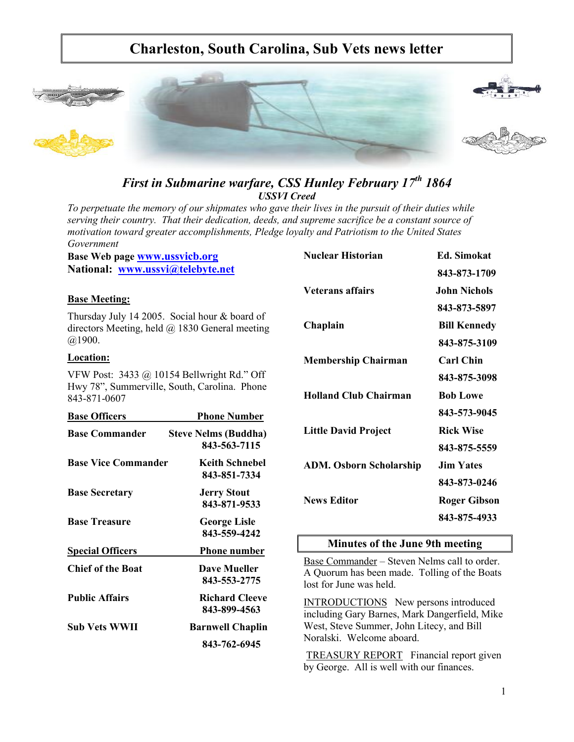# Charleston, South Carolina, Sub Vets news letter

### *First in Submarine warfare, CSS Hunley February 17th 1864*

***USSVI Creed***

*To perpetuate the memory of our shipmates who gave their lives in the pursuit of their duties while serving their country. That their dedication, deeds, and supreme sacrifice be a constant source of motivation toward greater accomplishments, Pledge loyalty and Patriotism to the United States Government*

**Base Web page [www.ussvicb.org](www.ussvicb.org)**
**National: [www.ussvi@telebyte.net](www.ussvi@telebyte.net)**

**Base Meeting:**

Thursday July 14 2005. Social hour & board of directors Meeting, held @ 1830 General meeting @1900.

**Location:**

VFW Post: 3433 @ 10154 Bellwright Rd." Off Hwy 78", Summerville, South, Carolina. Phone 843-871-0607

| Base Officers | Phone Number |
|---|---|
| **Base Commander** | **Steve Nelms (Buddha)** 843-563-7115 |
| **Base Vice Commander** | **Keith Schnebel** 843-851-7334 |
| **Base Secretary** | **Jerry Stout** 843-871-9533 |
| **Base Treasure** | **George Lisle** 843-559-4242 |

| Special Officers | Phone number |
|---|---|
| **Chief of the Boat** | **Dave Mueller** 843-553-2775 |
| **Public Affairs** | **Richard Cleeve** 843-899-4563 |
| **Sub Vets WWII** | **Barnwell Chaplin** 843-762-6945 |
| **Nuclear Historian** | **Ed. Simokat** 843-873-1709 |
| **Veterans affairs** | **John Nichols** 843-873-5897 |
| **Chaplain** | **Bill Kennedy** 843-875-3109 |
| **Membership Chairman** | **Carl Chin** 843-875-3098 |
| **Holland Club Chairman** | **Bob Lowe** 843-573-9045 |
| **Little David Project** | **Rick Wise** 843-875-5559 |
| **ADM. Osborn Scholarship** | **Jim Yates** 843-873-0246 |
| **News Editor** | **Roger Gibson** 843-875-4933 |

## Minutes of the June 9th meeting

Base Commander – Steven Nelms call to order. A Quorum has been made. Tolling of the Boats lost for June was held.

INTRODUCTIONS New persons introduced including Gary Barnes, Mark Dangerfield, Mike West, Steve Summer, John Litecy, and Bill Noralski. Welcome aboard.

TREASURY REPORT Financial report given by George. All is well with our finances.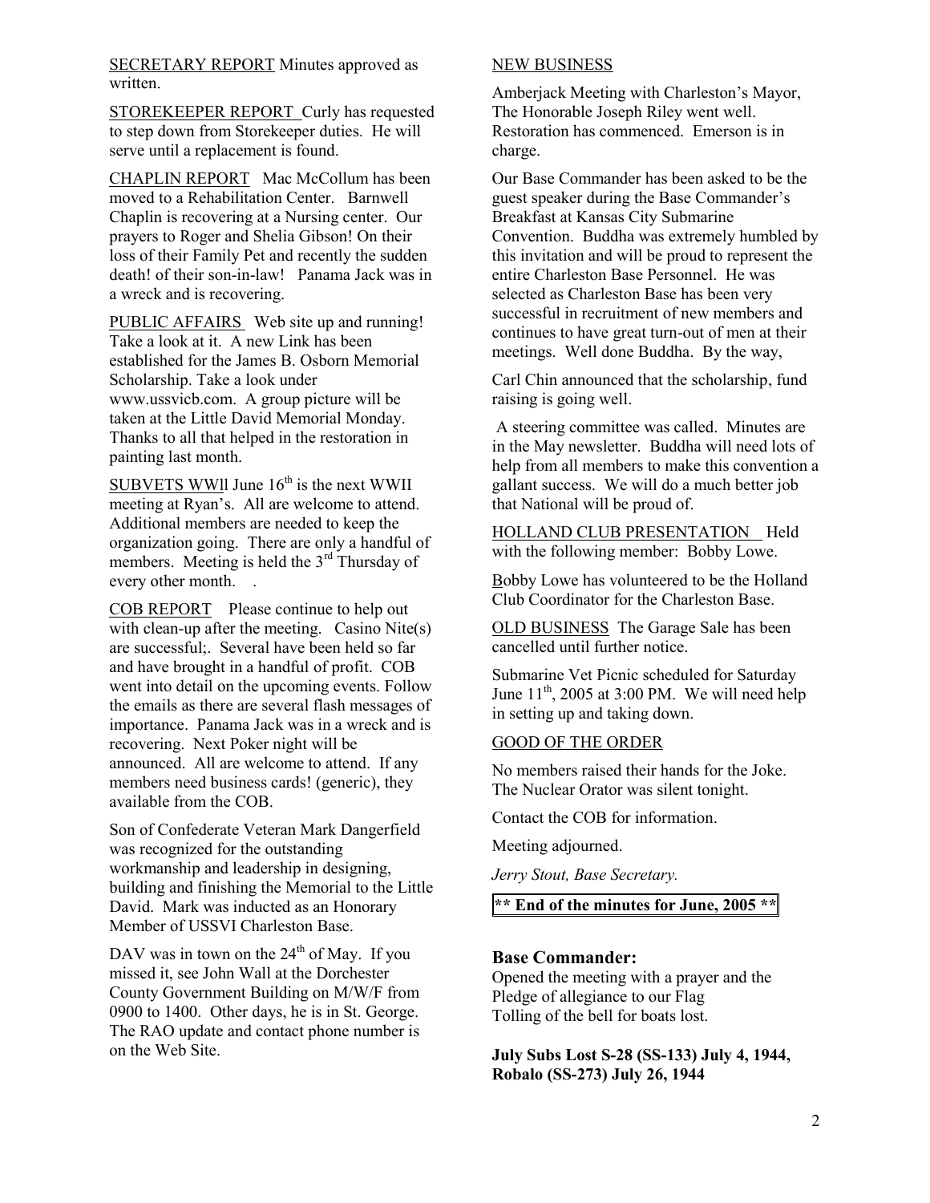SECRETARY REPORT Minutes approved as written.

STOREKEEPER REPORT Curly has requested to step down from Storekeeper duties. He will serve until a replacement is found.

CHAPLIN REPORT Mac McCollum has been moved to a Rehabilitation Center. Barnwell Chaplin is recovering at a Nursing center. Our prayers to Roger and Shelia Gibson! On their loss of their Family Pet and recently the sudden death! of their son-in-law! Panama Jack was in a wreck and is recovering.

PUBLIC AFFAIRS Web site up and running! Take a look at it. A new Link has been established for the James B. Osborn Memorial Scholarship. Take a look under www.ussvicb.com. A group picture will be taken at the Little David Memorial Monday. Thanks to all that helped in the restoration in painting last month.

SUBVETS WWll June 16th is the next WWII meeting at Ryan's. All are welcome to attend. Additional members are needed to keep the organization going. There are only a handful of members. Meeting is held the 3rd Thursday of every other month. .

COB REPORT Please continue to help out with clean-up after the meeting. Casino Nite(s) are successful;. Several have been held so far and have brought in a handful of profit. COB went into detail on the upcoming events. Follow the emails as there are several flash messages of importance. Panama Jack was in a wreck and is recovering. Next Poker night will be announced. All are welcome to attend. If any members need business cards! (generic), they available from the COB.

Son of Confederate Veteran Mark Dangerfield was recognized for the outstanding workmanship and leadership in designing, building and finishing the Memorial to the Little David. Mark was inducted as an Honorary Member of USSVI Charleston Base.

DAV was in town on the 24th of May. If you missed it, see John Wall at the Dorchester County Government Building on M/W/F from 0900 to 1400. Other days, he is in St. George. The RAO update and contact phone number is on the Web Site.

NEW BUSINESS

Amberjack Meeting with Charleston's Mayor, The Honorable Joseph Riley went well. Restoration has commenced. Emerson is in charge.

Our Base Commander has been asked to be the guest speaker during the Base Commander's Breakfast at Kansas City Submarine Convention. Buddha was extremely humbled by this invitation and will be proud to represent the entire Charleston Base Personnel. He was selected as Charleston Base has been very successful in recruitment of new members and continues to have great turn-out of men at their meetings. Well done Buddha. By the way,

Carl Chin announced that the scholarship, fund raising is going well.

A steering committee was called. Minutes are in the May newsletter. Buddha will need lots of help from all members to make this convention a gallant success. We will do a much better job that National will be proud of.

HOLLAND CLUB PRESENTATION Held with the following member: Bobby Lowe.

Bobby Lowe has volunteered to be the Holland Club Coordinator for the Charleston Base.

OLD BUSINESS The Garage Sale has been cancelled until further notice.

Submarine Vet Picnic scheduled for Saturday June 11th, 2005 at 3:00 PM. We will need help in setting up and taking down.

GOOD OF THE ORDER

No members raised their hands for the Joke. The Nuclear Orator was silent tonight.

Contact the COB for information.

Meeting adjourned.

*Jerry Stout, Base Secretary.*

**\*\* End of the minutes for June, 2005 \*\***

### Base Commander:

Opened the meeting with a prayer and the Pledge of allegiance to our Flag
Tolling of the bell for boats lost.

**July Subs Lost S-28 (SS-133) July 4, 1944, Robalo (SS-273) July 26, 1944**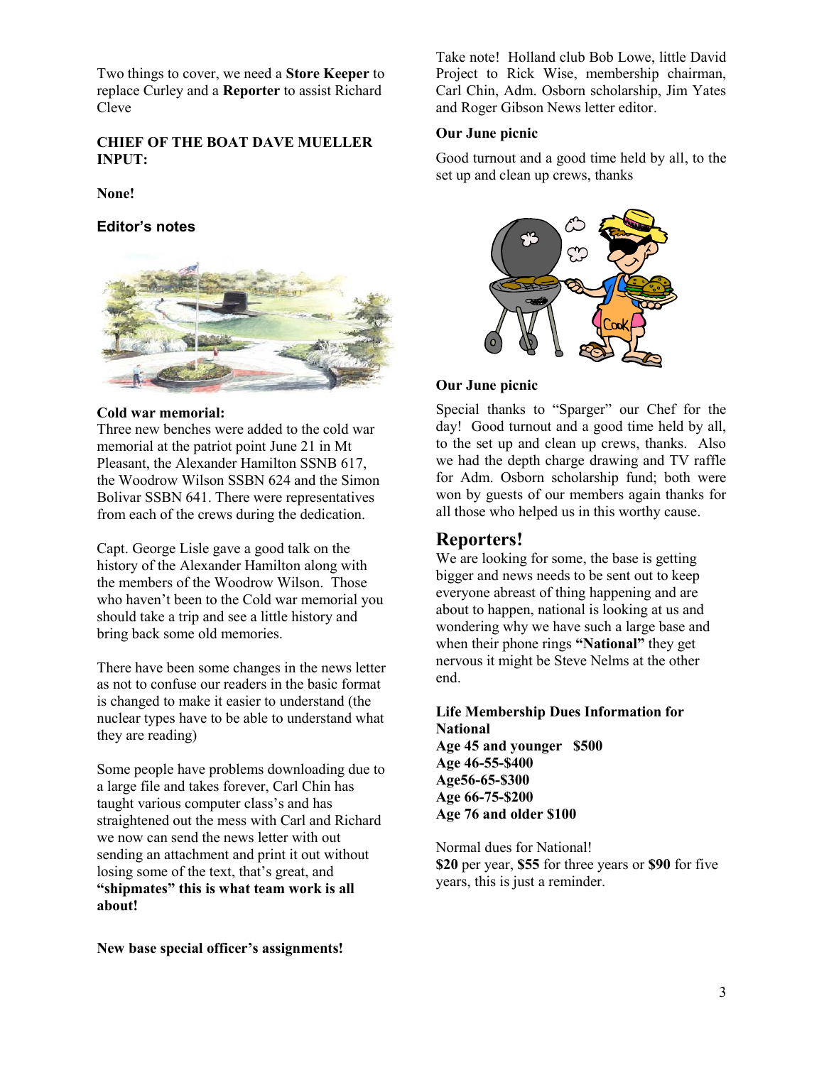Two things to cover, we need a **Store Keeper** to replace Curley and a **Reporter** to assist Richard Cleve

**CHIEF OF THE BOAT DAVE MUELLER INPUT:**

**None!**

### Editor's notes

**Cold war memorial:**
Three new benches were added to the cold war memorial at the patriot point June 21 in Mt Pleasant, the Alexander Hamilton SSNB 617, the Woodrow Wilson SSBN 624 and the Simon Bolivar SSBN 641. There were representatives from each of the crews during the dedication.

Capt. George Lisle gave a good talk on the history of the Alexander Hamilton along with the members of the Woodrow Wilson. Those who haven't been to the Cold war memorial you should take a trip and see a little history and bring back some old memories.

There have been some changes in the news letter as not to confuse our readers in the basic format is changed to make it easier to understand (the nuclear types have to be able to understand what they are reading)

Some people have problems downloading due to a large file and takes forever, Carl Chin has taught various computer class's and has straightened out the mess with Carl and Richard we now can send the news letter with out sending an attachment and print it out without losing some of the text, that's great, and **"shipmates" this is what team work is all about!**

**New base special officer's assignments!**

Take note! Holland club Bob Lowe, little David Project to Rick Wise, membership chairman, Carl Chin, Adm. Osborn scholarship, Jim Yates and Roger Gibson News letter editor.

**Our June picnic**

Good turnout and a good time held by all, to the set up and clean up crews, thanks

**Our June picnic**

Special thanks to "Sparger" our Chef for the day! Good turnout and a good time held by all, to the set up and clean up crews, thanks. Also we had the depth charge drawing and TV raffle for Adm. Osborn scholarship fund; both were won by guests of our members again thanks for all those who helped us in this worthy cause.

## Reporters!

We are looking for some, the base is getting bigger and news needs to be sent out to keep everyone abreast of thing happening and are about to happen, national is looking at us and wondering why we have such a large base and when their phone rings **"National"** they get nervous it might be Steve Nelms at the other end.

**Life Membership Dues Information for National**
**Age 45 and younger $500**
**Age 46-55-$400**
**Age56-65-$300**
**Age 66-75-$200**
**Age 76 and older $100**

Normal dues for National!
**$20** per year, **$55** for three years or **$90** for five years, this is just a reminder.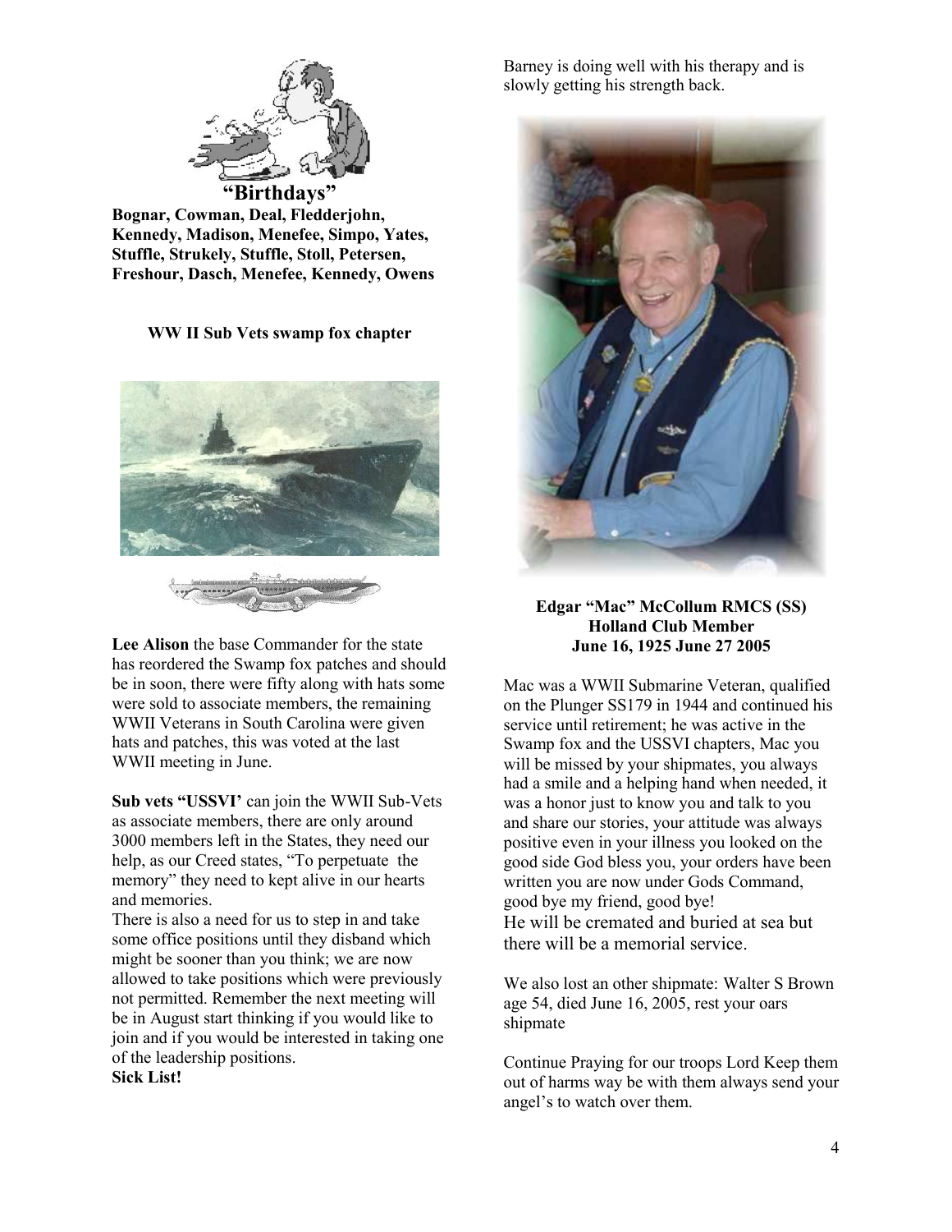**"Birthdays"**

**Bognar, Cowman, Deal, Fledderjohn, Kennedy, Madison, Menefee, Simpo, Yates, Stuffle, Strukely, Stuffle, Stoll, Petersen, Freshour, Dasch, Menefee, Kennedy, Owens**

**WW II Sub Vets swamp fox chapter**

**Lee Alison** the base Commander for the state has reordered the Swamp fox patches and should be in soon, there were fifty along with hats some were sold to associate members, the remaining WWII Veterans in South Carolina were given hats and patches, this was voted at the last WWII meeting in June.

**Sub vets "USSVI'** can join the WWII Sub-Vets as associate members, there are only around 3000 members left in the States, they need our help, as our Creed states, "To perpetuate the memory" they need to kept alive in our hearts and memories.

There is also a need for us to step in and take some office positions until they disband which might be sooner than you think; we are now allowed to take positions which were previously not permitted. Remember the next meeting will be in August start thinking if you would like to join and if you would be interested in taking one of the leadership positions.

**Sick List!**

Barney is doing well with his therapy and is slowly getting his strength back.

**Edgar "Mac" McCollum RMCS (SS)**
**Holland Club Member**
**June 16, 1925 June 27 2005**

Mac was a WWII Submarine Veteran, qualified on the Plunger SS179 in 1944 and continued his service until retirement; he was active in the Swamp fox and the USSVI chapters, Mac you will be missed by your shipmates, you always had a smile and a helping hand when needed, it was a honor just to know you and talk to you and share our stories, your attitude was always positive even in your illness you looked on the good side God bless you, your orders have been written you are now under Gods Command, good bye my friend, good bye!
He will be cremated and buried at sea but there will be a memorial service.

We also lost an other shipmate: Walter S Brown age 54, died June 16, 2005, rest your oars shipmate

Continue Praying for our troops Lord Keep them out of harms way be with them always send your angel's to watch over them.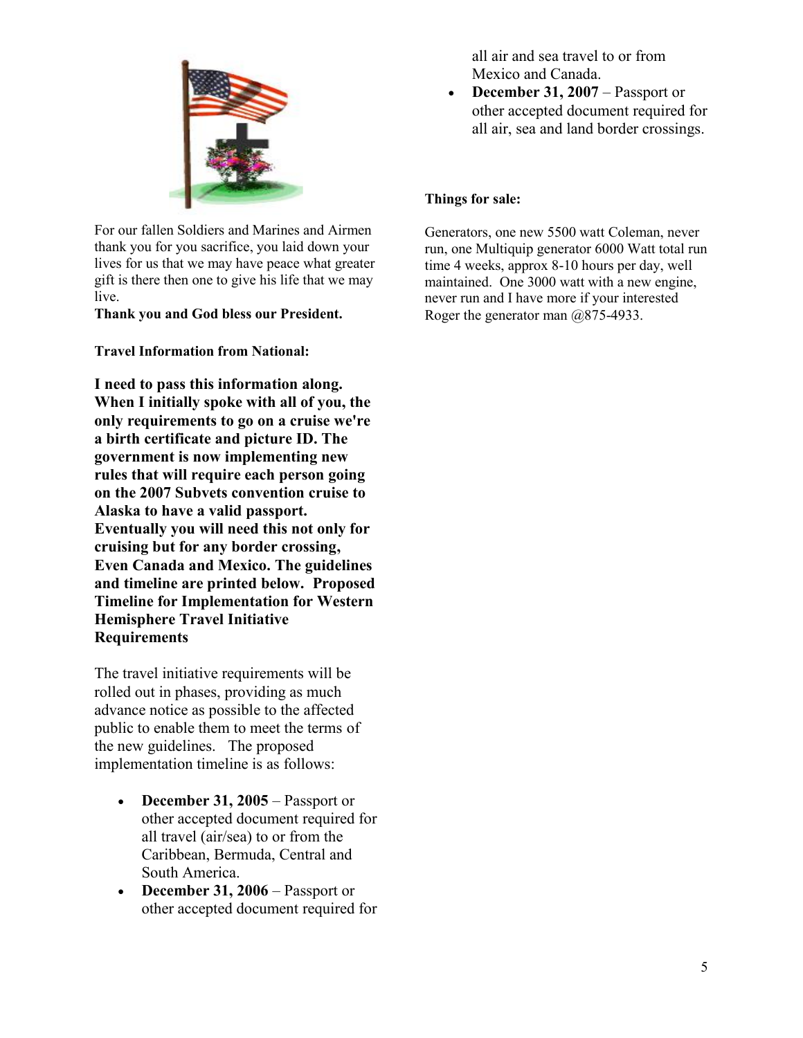For our fallen Soldiers and Marines and Airmen thank you for you sacrifice, you laid down your lives for us that we may have peace what greater gift is there then one to give his life that we may live.

**Thank you and God bless our President.**

**Travel Information from National:**

**I need to pass this information along. When I initially spoke with all of you, the only requirements to go on a cruise we're a birth certificate and picture ID. The government is now implementing new rules that will require each person going on the 2007 Subvets convention cruise to Alaska to have a valid passport. Eventually you will need this not only for cruising but for any border crossing, Even Canada and Mexico. The guidelines and timeline are printed below. Proposed Timeline for Implementation for Western Hemisphere Travel Initiative Requirements**

The travel initiative requirements will be rolled out in phases, providing as much advance notice as possible to the affected public to enable them to meet the terms of the new guidelines. The proposed implementation timeline is as follows:

- **December 31, 2005** – Passport or other accepted document required for all travel (air/sea) to or from the Caribbean, Bermuda, Central and South America.
- **December 31, 2006** – Passport or other accepted document required for all air and sea travel to or from Mexico and Canada.
- **December 31, 2007** – Passport or other accepted document required for all air, sea and land border crossings.

**Things for sale:**

Generators, one new 5500 watt Coleman, never run, one Multiquip generator 6000 Watt total run time 4 weeks, approx 8-10 hours per day, well maintained. One 3000 watt with a new engine, never run and I have more if your interested Roger the generator man @875-4933.